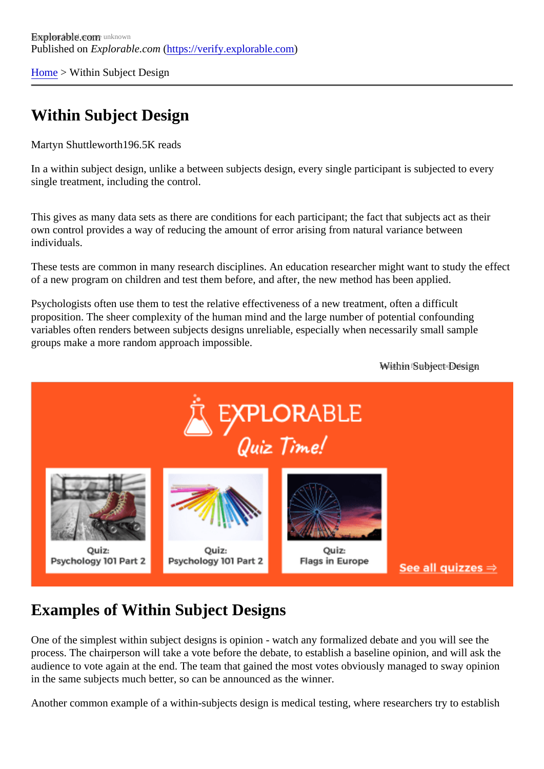Explorable.com
Published on *Explorable.com* (https://verify.explorable.com)

Home > Within Subject Design

# Within Subject Design

Martyn Shuttleworth196.5K reads

In a within subject design, unlike a between subjects design, every single participant is subjected to every single treatment, including the control.

This gives as many data sets as there are conditions for each participant; the fact that subjects act as their own control provides a way of reducing the amount of error arising from natural variance between individuals.

These tests are common in many research disciplines. An education researcher might want to study the effect of a new program on children and test them before, and after, the new method has been applied.

Psychologists often use them to test the relative effectiveness of a new treatment, often a difficult proposition. The sheer complexity of the human mind and the large number of potential confounding variables often renders between subjects designs unreliable, especially when necessarily small sample groups make a more random approach impossible.

Within Subject Design

## Examples of Within Subject Designs

One of the simplest within subject designs is opinion - watch any formalized debate and you will see the process. The chairperson will take a vote before the debate, to establish a baseline opinion, and will ask the audience to vote again at the end. The team that gained the most votes obviously managed to sway opinion in the same subjects much better, so can be announced as the winner.

Another common example of a within-subjects design is medical testing, where researchers try to establish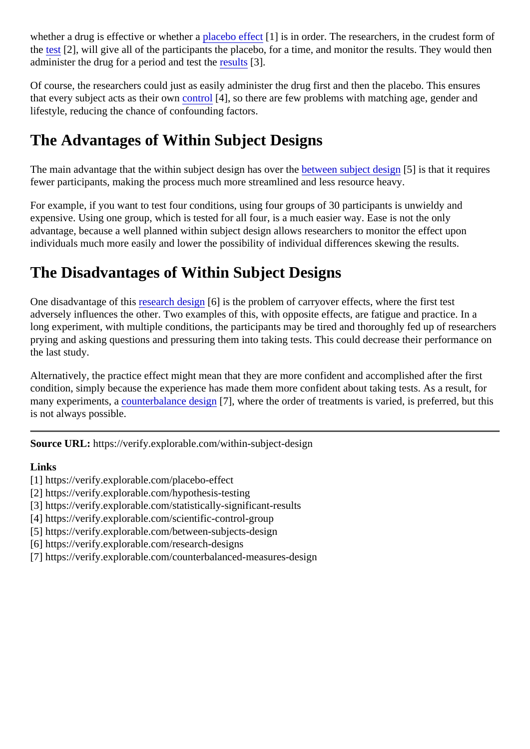whether a drug is effective or whether a placebo effect [1] is in order. The researchers, in the crudest form of the test [2], will give all of the participants the placebo, for a time, and monitor the results. They would then administer the drug for a period and test the results [3].

Of course, the researchers could just as easily administer the drug first and then the placebo. This ensures that every subject acts as their own control [4], so there are few problems with matching age, gender and lifestyle, reducing the chance of confounding factors.

## The Advantages of Within Subject Designs

The main advantage that the within subject design has over the between subject design [5] is that it requires fewer participants, making the process much more streamlined and less resource heavy.

For example, if you want to test four conditions, using four groups of 30 participants is unwieldy and expensive. Using one group, which is tested for all four, is a much easier way. Ease is not the only advantage, because a well planned within subject design allows researchers to monitor the effect upon individuals much more easily and lower the possibility of individual differences skewing the results.

## The Disadvantages of Within Subject Designs

One disadvantage of this research design [6] is the problem of carryover effects, where the first test adversely influences the other. Two examples of this, with opposite effects, are fatigue and practice. In a long experiment, with multiple conditions, the participants may be tired and thoroughly fed up of researchers prying and asking questions and pressuring them into taking tests. This could decrease their performance on the last study.

Alternatively, the practice effect might mean that they are more confident and accomplished after the first condition, simply because the experience has made them more confident about taking tests. As a result, for many experiments, a counterbalance design [7], where the order of treatments is varied, is preferred, but this is not always possible.

---

**Source URL:** https://verify.explorable.com/within-subject-design

**Links**
[1] https://verify.explorable.com/placebo-effect
[2] https://verify.explorable.com/hypothesis-testing
[3] https://verify.explorable.com/statistically-significant-results
[4] https://verify.explorable.com/scientific-control-group
[5] https://verify.explorable.com/between-subjects-design
[6] https://verify.explorable.com/research-designs
[7] https://verify.explorable.com/counterbalanced-measures-design